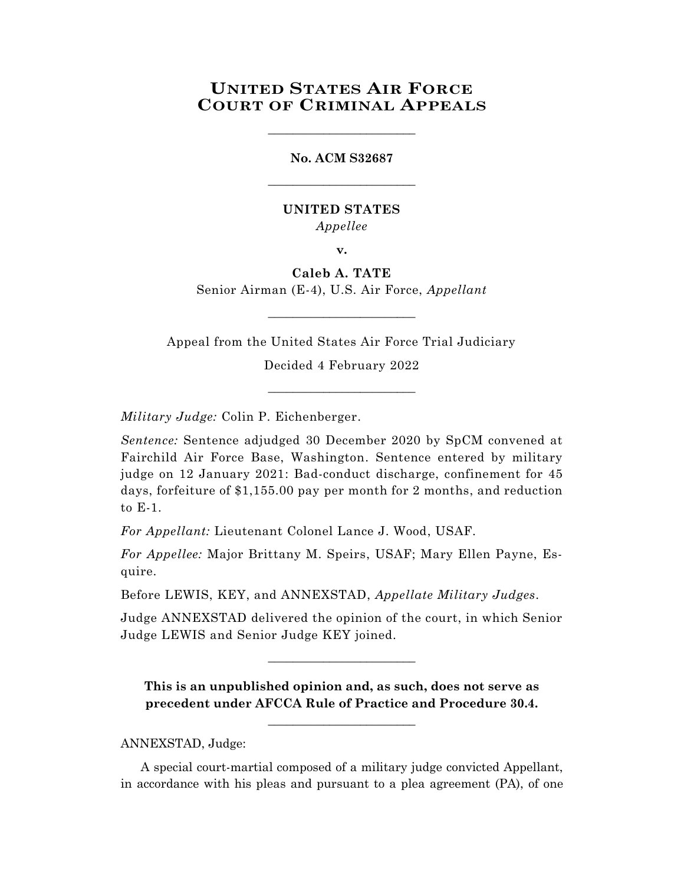# UNITED STATES AIR FORCE COURT OF CRIMINAL APPEALS

---

**No. ACM S32687**

---

**UNITED STATES**
*Appellee*

**v.**

**Caleb A. TATE**
Senior Airman (E-4), U.S. Air Force, *Appellant*

---

Appeal from the United States Air Force Trial Judiciary

Decided 4 February 2022

---

*Military Judge:* Colin P. Eichenberger.

*Sentence:* Sentence adjudged 30 December 2020 by SpCM convened at Fairchild Air Force Base, Washington. Sentence entered by military judge on 12 January 2021: Bad-conduct discharge, confinement for 45 days, forfeiture of $1,155.00 pay per month for 2 months, and reduction to E-1.

*For Appellant:* Lieutenant Colonel Lance J. Wood, USAF.

*For Appellee:* Major Brittany M. Speirs, USAF; Mary Ellen Payne, Esquire.

Before LEWIS, KEY, and ANNEXSTAD, *Appellate Military Judges*.

Judge ANNEXSTAD delivered the opinion of the court, in which Senior Judge LEWIS and Senior Judge KEY joined.

---

**This is an unpublished opinion and, as such, does not serve as precedent under AFCCA Rule of Practice and Procedure 30.4.**

---

ANNEXSTAD, Judge:

A special court-martial composed of a military judge convicted Appellant, in accordance with his pleas and pursuant to a plea agreement (PA), of one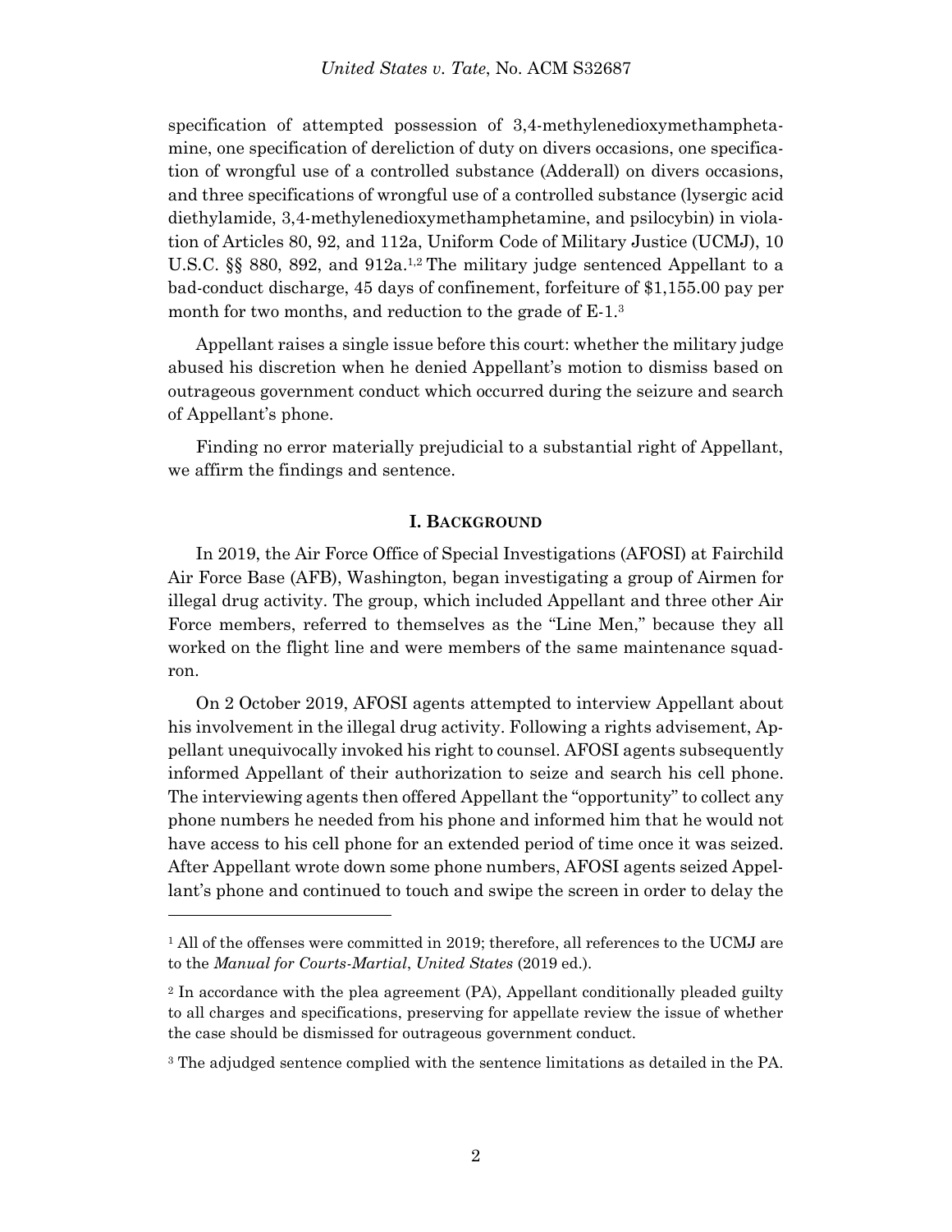specification of attempted possession of 3,4-methylenedioxymethamphetamine, one specification of dereliction of duty on divers occasions, one specification of wrongful use of a controlled substance (Adderall) on divers occasions, and three specifications of wrongful use of a controlled substance (lysergic acid diethylamide, 3,4-methylenedioxymethamphetamine, and psilocybin) in violation of Articles 80, 92, and 112a, Uniform Code of Military Justice (UCMJ), 10 U.S.C. §§ 880, 892, and 912a.[1,2] The military judge sentenced Appellant to a bad-conduct discharge, 45 days of confinement, forfeiture of $1,155.00 pay per month for two months, and reduction to the grade of E-1.[3]

Appellant raises a single issue before this court: whether the military judge abused his discretion when he denied Appellant's motion to dismiss based on outrageous government conduct which occurred during the seizure and search of Appellant's phone.

Finding no error materially prejudicial to a substantial right of Appellant, we affirm the findings and sentence.

## I. BACKGROUND

In 2019, the Air Force Office of Special Investigations (AFOSI) at Fairchild Air Force Base (AFB), Washington, began investigating a group of Airmen for illegal drug activity. The group, which included Appellant and three other Air Force members, referred to themselves as the "Line Men," because they all worked on the flight line and were members of the same maintenance squadron.

On 2 October 2019, AFOSI agents attempted to interview Appellant about his involvement in the illegal drug activity. Following a rights advisement, Appellant unequivocally invoked his right to counsel. AFOSI agents subsequently informed Appellant of their authorization to seize and search his cell phone. The interviewing agents then offered Appellant the "opportunity" to collect any phone numbers he needed from his phone and informed him that he would not have access to his cell phone for an extended period of time once it was seized. After Appellant wrote down some phone numbers, AFOSI agents seized Appellant's phone and continued to touch and swipe the screen in order to delay the

---

[1] All of the offenses were committed in 2019; therefore, all references to the UCMJ are to the *Manual for Courts-Martial*, *United States* (2019 ed.).

[2] In accordance with the plea agreement (PA), Appellant conditionally pleaded guilty to all charges and specifications, preserving for appellate review the issue of whether the case should be dismissed for outrageous government conduct.

[3] The adjudged sentence complied with the sentence limitations as detailed in the PA.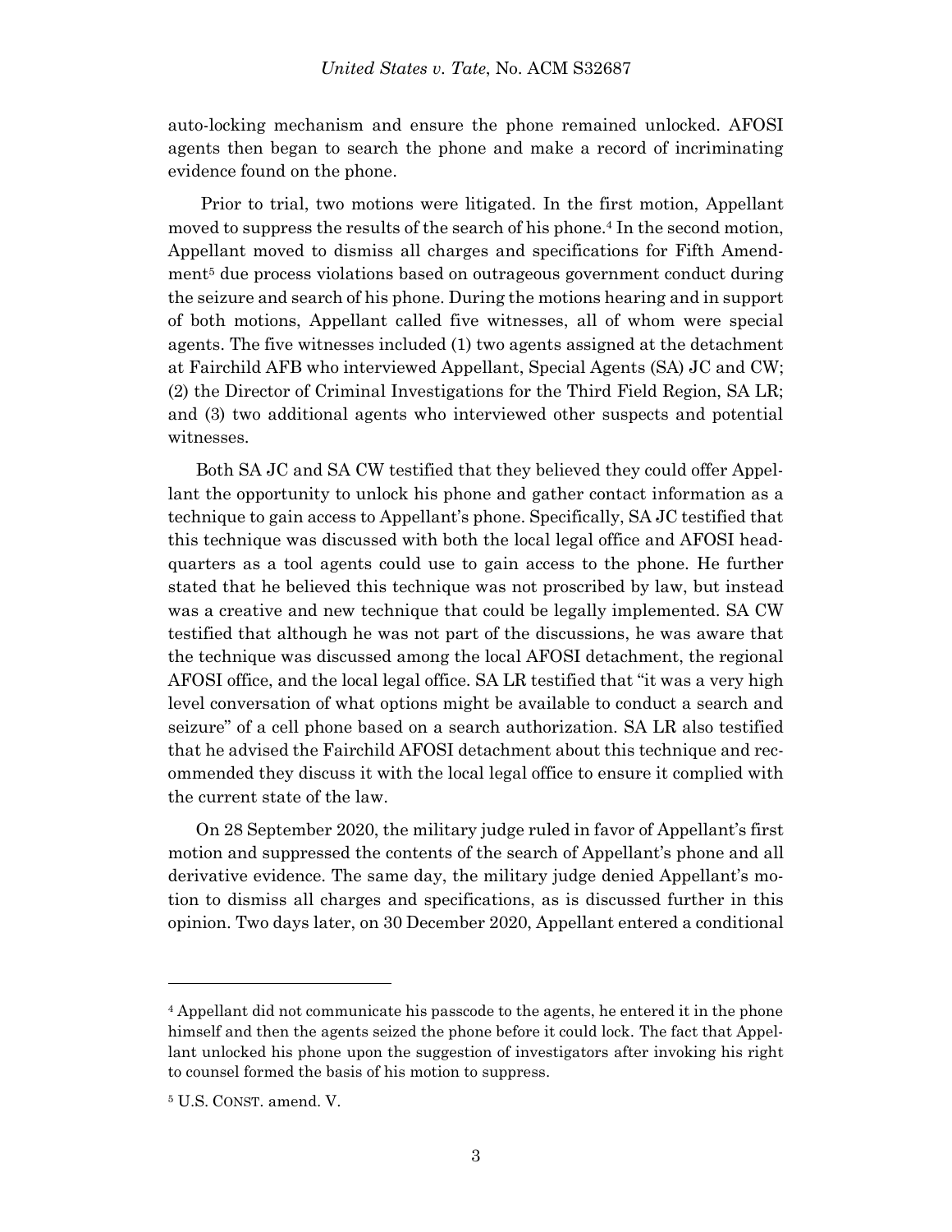auto-locking mechanism and ensure the phone remained unlocked. AFOSI agents then began to search the phone and make a record of incriminating evidence found on the phone.

Prior to trial, two motions were litigated. In the first motion, Appellant moved to suppress the results of the search of his phone.[4] In the second motion, Appellant moved to dismiss all charges and specifications for Fifth Amendment[5] due process violations based on outrageous government conduct during the seizure and search of his phone. During the motions hearing and in support of both motions, Appellant called five witnesses, all of whom were special agents. The five witnesses included (1) two agents assigned at the detachment at Fairchild AFB who interviewed Appellant, Special Agents (SA) JC and CW; (2) the Director of Criminal Investigations for the Third Field Region, SA LR; and (3) two additional agents who interviewed other suspects and potential witnesses.

Both SA JC and SA CW testified that they believed they could offer Appellant the opportunity to unlock his phone and gather contact information as a technique to gain access to Appellant's phone. Specifically, SA JC testified that this technique was discussed with both the local legal office and AFOSI headquarters as a tool agents could use to gain access to the phone. He further stated that he believed this technique was not proscribed by law, but instead was a creative and new technique that could be legally implemented. SA CW testified that although he was not part of the discussions, he was aware that the technique was discussed among the local AFOSI detachment, the regional AFOSI office, and the local legal office. SA LR testified that "it was a very high level conversation of what options might be available to conduct a search and seizure" of a cell phone based on a search authorization. SA LR also testified that he advised the Fairchild AFOSI detachment about this technique and recommended they discuss it with the local legal office to ensure it complied with the current state of the law.

On 28 September 2020, the military judge ruled in favor of Appellant's first motion and suppressed the contents of the search of Appellant's phone and all derivative evidence. The same day, the military judge denied Appellant's motion to dismiss all charges and specifications, as is discussed further in this opinion. Two days later, on 30 December 2020, Appellant entered a conditional

---

[4] Appellant did not communicate his passcode to the agents, he entered it in the phone himself and then the agents seized the phone before it could lock. The fact that Appellant unlocked his phone upon the suggestion of investigators after invoking his right to counsel formed the basis of his motion to suppress.

[5] U.S. CONST. amend. V.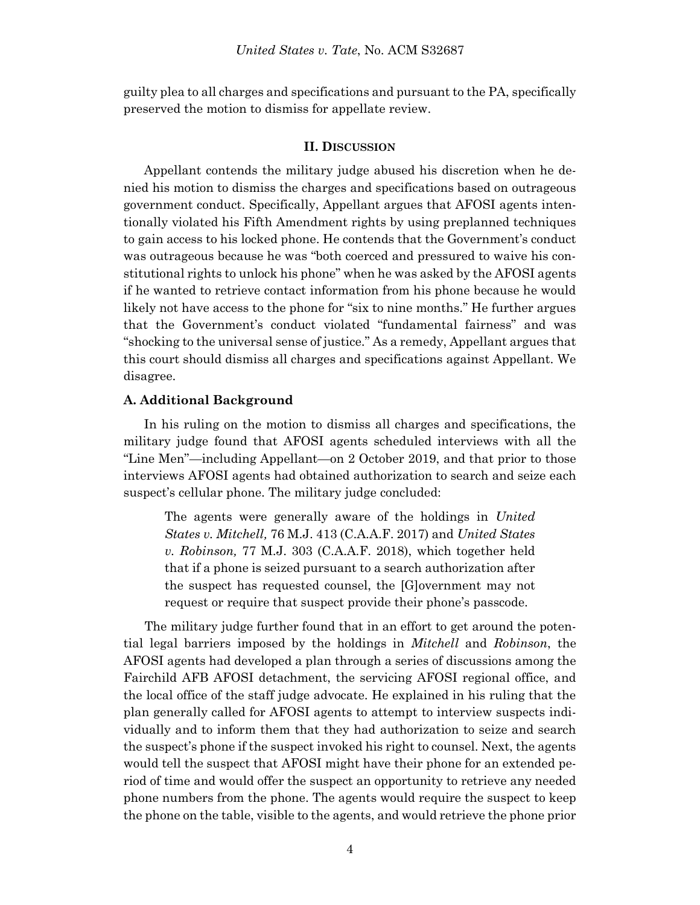guilty plea to all charges and specifications and pursuant to the PA, specifically preserved the motion to dismiss for appellate review.

## II. DISCUSSION

Appellant contends the military judge abused his discretion when he denied his motion to dismiss the charges and specifications based on outrageous government conduct. Specifically, Appellant argues that AFOSI agents intentionally violated his Fifth Amendment rights by using preplanned techniques to gain access to his locked phone. He contends that the Government's conduct was outrageous because he was "both coerced and pressured to waive his constitutional rights to unlock his phone" when he was asked by the AFOSI agents if he wanted to retrieve contact information from his phone because he would likely not have access to the phone for "six to nine months." He further argues that the Government's conduct violated "fundamental fairness" and was "shocking to the universal sense of justice." As a remedy, Appellant argues that this court should dismiss all charges and specifications against Appellant. We disagree.

### A. Additional Background

In his ruling on the motion to dismiss all charges and specifications, the military judge found that AFOSI agents scheduled interviews with all the "Line Men"—including Appellant—on 2 October 2019, and that prior to those interviews AFOSI agents had obtained authorization to search and seize each suspect's cellular phone. The military judge concluded:

> The agents were generally aware of the holdings in *United States v. Mitchell,* 76 M.J. 413 (C.A.A.F. 2017) and *United States v. Robinson,* 77 M.J. 303 (C.A.A.F. 2018), which together held that if a phone is seized pursuant to a search authorization after the suspect has requested counsel, the [G]overnment may not request or require that suspect provide their phone's passcode.

The military judge further found that in an effort to get around the potential legal barriers imposed by the holdings in *Mitchell* and *Robinson*, the AFOSI agents had developed a plan through a series of discussions among the Fairchild AFB AFOSI detachment, the servicing AFOSI regional office, and the local office of the staff judge advocate. He explained in his ruling that the plan generally called for AFOSI agents to attempt to interview suspects individually and to inform them that they had authorization to seize and search the suspect's phone if the suspect invoked his right to counsel. Next, the agents would tell the suspect that AFOSI might have their phone for an extended period of time and would offer the suspect an opportunity to retrieve any needed phone numbers from the phone. The agents would require the suspect to keep the phone on the table, visible to the agents, and would retrieve the phone prior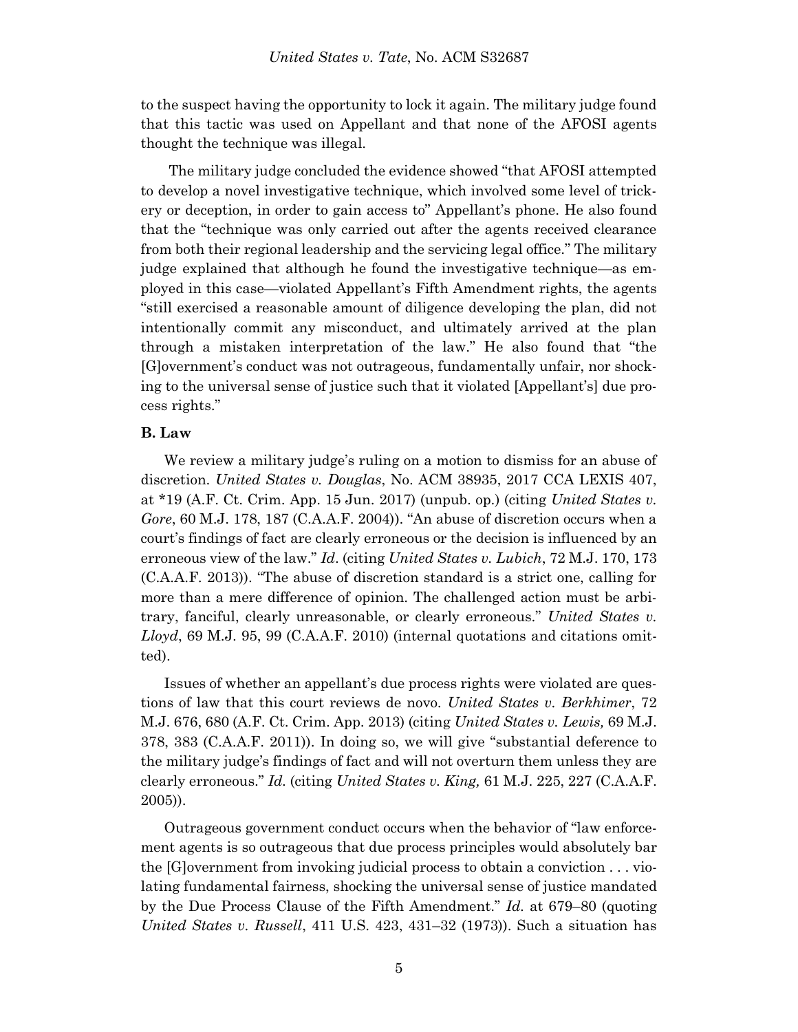to the suspect having the opportunity to lock it again. The military judge found that this tactic was used on Appellant and that none of the AFOSI agents thought the technique was illegal.

The military judge concluded the evidence showed "that AFOSI attempted to develop a novel investigative technique, which involved some level of trickery or deception, in order to gain access to" Appellant's phone. He also found that the "technique was only carried out after the agents received clearance from both their regional leadership and the servicing legal office." The military judge explained that although he found the investigative technique—as employed in this case—violated Appellant's Fifth Amendment rights, the agents "still exercised a reasonable amount of diligence developing the plan, did not intentionally commit any misconduct, and ultimately arrived at the plan through a mistaken interpretation of the law." He also found that "the [G]overnment's conduct was not outrageous, fundamentally unfair, nor shocking to the universal sense of justice such that it violated [Appellant's] due process rights."

**B. Law**

We review a military judge's ruling on a motion to dismiss for an abuse of discretion. *United States v. Douglas*, No. ACM 38935, 2017 CCA LEXIS 407, at *19 (A.F. Ct. Crim. App. 15 Jun. 2017) (unpub. op.) (citing *United States v. Gore*, 60 M.J. 178, 187 (C.A.A.F. 2004)). "An abuse of discretion occurs when a court's findings of fact are clearly erroneous or the decision is influenced by an erroneous view of the law." *Id*. (citing *United States v. Lubich*, 72 M.J. 170, 173 (C.A.A.F. 2013)). "The abuse of discretion standard is a strict one, calling for more than a mere difference of opinion. The challenged action must be arbitrary, fanciful, clearly unreasonable, or clearly erroneous." *United States v. Lloyd*, 69 M.J. 95, 99 (C.A.A.F. 2010) (internal quotations and citations omitted).

Issues of whether an appellant's due process rights were violated are questions of law that this court reviews de novo. *United States v. Berkhimer*, 72 M.J. 676, 680 (A.F. Ct. Crim. App. 2013) (citing *United States v. Lewis,* 69 M.J. 378, 383 (C.A.A.F. 2011)). In doing so, we will give "substantial deference to the military judge's findings of fact and will not overturn them unless they are clearly erroneous." *Id.* (citing *United States v. King,* 61 M.J. 225, 227 (C.A.A.F. 2005)).

Outrageous government conduct occurs when the behavior of "law enforcement agents is so outrageous that due process principles would absolutely bar the [G]overnment from invoking judicial process to obtain a conviction . . . violating fundamental fairness, shocking the universal sense of justice mandated by the Due Process Clause of the Fifth Amendment." *Id.* at 679–80 (quoting *United States v. Russell*, 411 U.S. 423, 431–32 (1973)). Such a situation has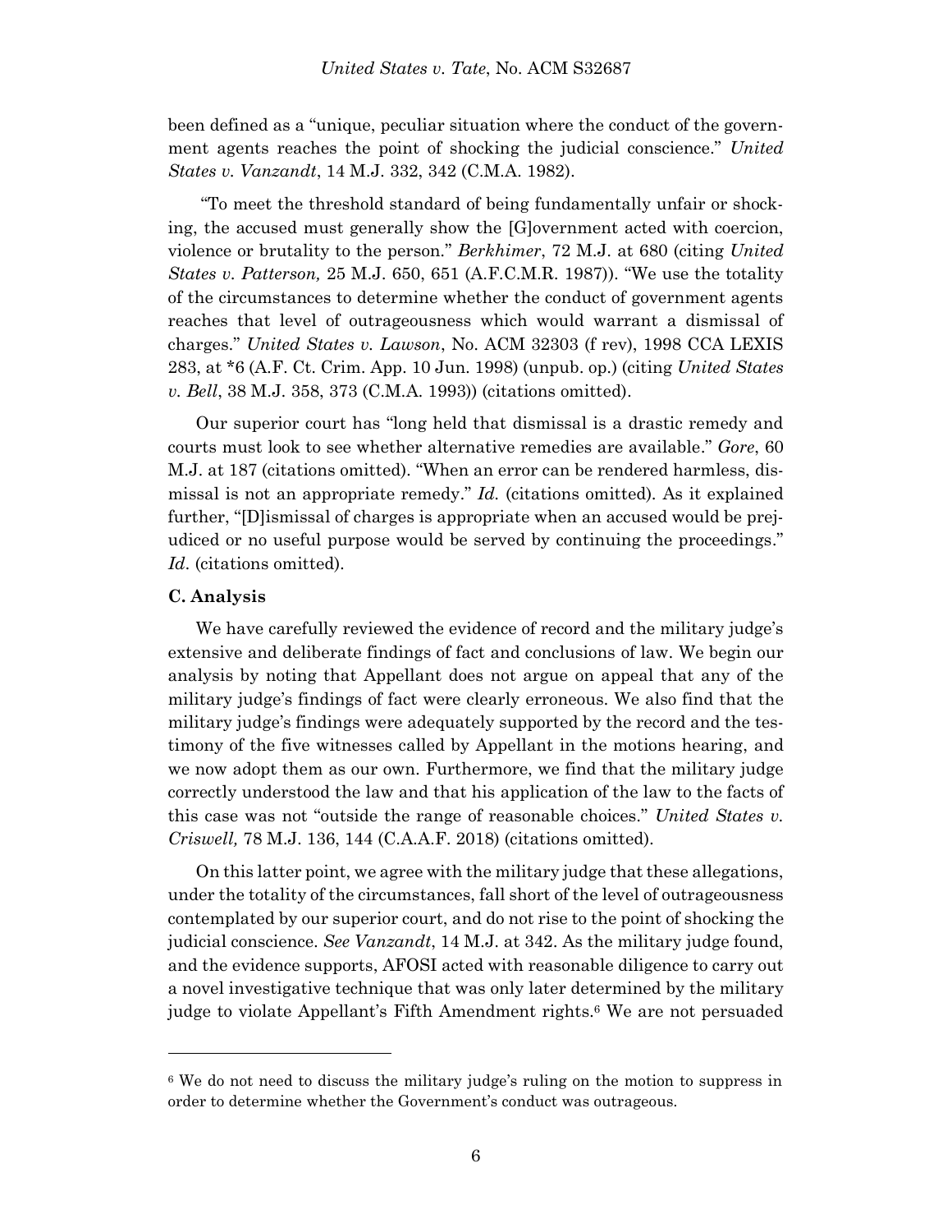been defined as a "unique, peculiar situation where the conduct of the government agents reaches the point of shocking the judicial conscience." *United States v. Vanzandt*, 14 M.J. 332, 342 (C.M.A. 1982).

"To meet the threshold standard of being fundamentally unfair or shocking, the accused must generally show the [G]overnment acted with coercion, violence or brutality to the person." *Berkhimer*, 72 M.J. at 680 (citing *United States v. Patterson,* 25 M.J. 650, 651 (A.F.C.M.R. 1987)). "We use the totality of the circumstances to determine whether the conduct of government agents reaches that level of outrageousness which would warrant a dismissal of charges." *United States v. Lawson*, No. ACM 32303 (f rev), 1998 CCA LEXIS 283, at *6 (A.F. Ct. Crim. App. 10 Jun. 1998) (unpub. op.) (citing *United States v. Bell*, 38 M.J. 358, 373 (C.M.A. 1993)) (citations omitted).

Our superior court has "long held that dismissal is a drastic remedy and courts must look to see whether alternative remedies are available." *Gore*, 60 M.J. at 187 (citations omitted). "When an error can be rendered harmless, dismissal is not an appropriate remedy." *Id.* (citations omitted). As it explained further, "[D]ismissal of charges is appropriate when an accused would be prejudiced or no useful purpose would be served by continuing the proceedings." *Id*. (citations omitted).

### C. Analysis

We have carefully reviewed the evidence of record and the military judge's extensive and deliberate findings of fact and conclusions of law. We begin our analysis by noting that Appellant does not argue on appeal that any of the military judge's findings of fact were clearly erroneous. We also find that the military judge's findings were adequately supported by the record and the testimony of the five witnesses called by Appellant in the motions hearing, and we now adopt them as our own. Furthermore, we find that the military judge correctly understood the law and that his application of the law to the facts of this case was not "outside the range of reasonable choices." *United States v. Criswell,* 78 M.J. 136, 144 (C.A.A.F. 2018) (citations omitted).

On this latter point, we agree with the military judge that these allegations, under the totality of the circumstances, fall short of the level of outrageousness contemplated by our superior court, and do not rise to the point of shocking the judicial conscience. *See Vanzandt*, 14 M.J. at 342. As the military judge found, and the evidence supports, AFOSI acted with reasonable diligence to carry out a novel investigative technique that was only later determined by the military judge to violate Appellant's Fifth Amendment rights.[6] We are not persuaded

---

[6] We do not need to discuss the military judge's ruling on the motion to suppress in order to determine whether the Government's conduct was outrageous.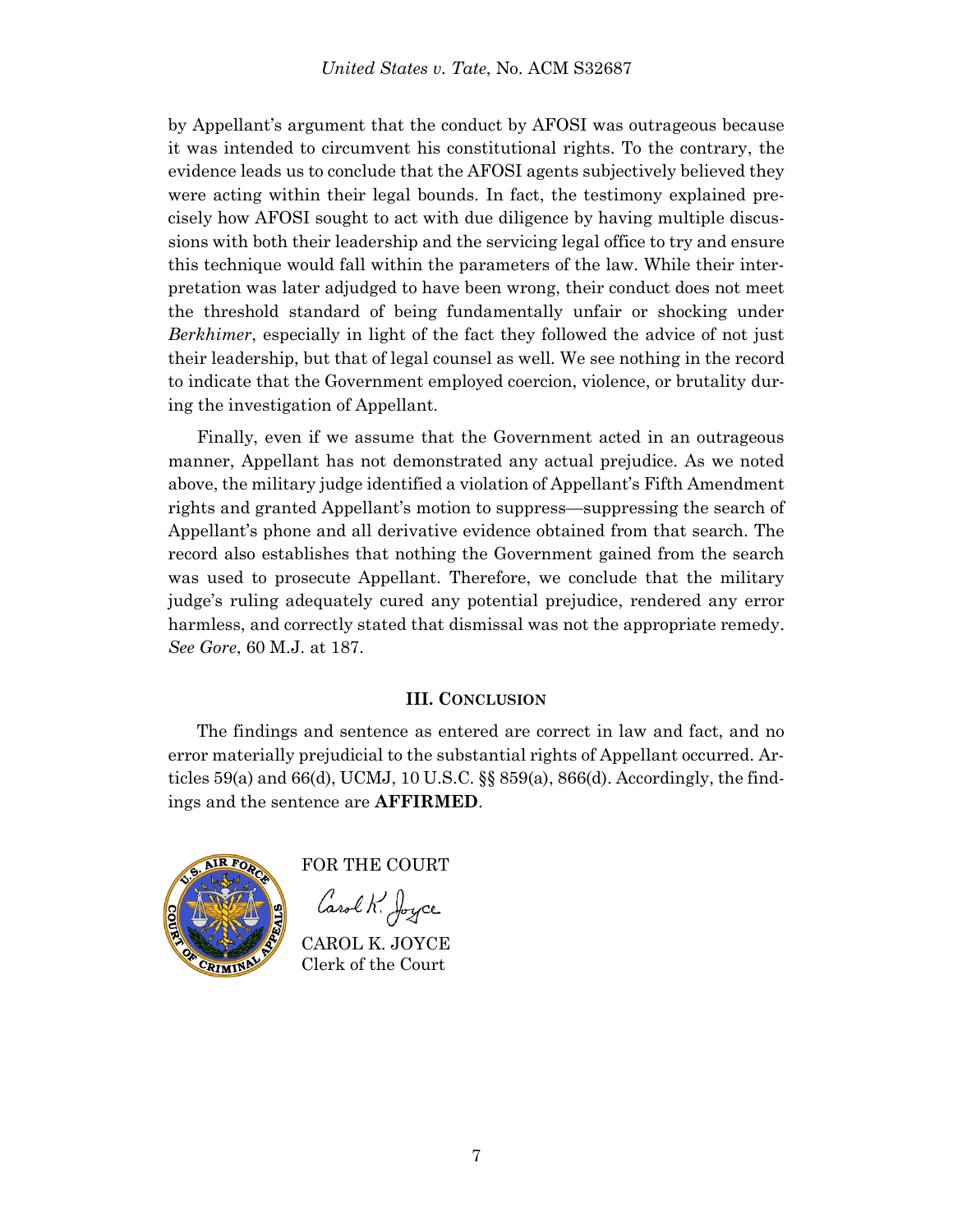by Appellant's argument that the conduct by AFOSI was outrageous because it was intended to circumvent his constitutional rights. To the contrary, the evidence leads us to conclude that the AFOSI agents subjectively believed they were acting within their legal bounds. In fact, the testimony explained precisely how AFOSI sought to act with due diligence by having multiple discussions with both their leadership and the servicing legal office to try and ensure this technique would fall within the parameters of the law. While their interpretation was later adjudged to have been wrong, their conduct does not meet the threshold standard of being fundamentally unfair or shocking under *Berkhimer*, especially in light of the fact they followed the advice of not just their leadership, but that of legal counsel as well. We see nothing in the record to indicate that the Government employed coercion, violence, or brutality during the investigation of Appellant.

Finally, even if we assume that the Government acted in an outrageous manner, Appellant has not demonstrated any actual prejudice. As we noted above, the military judge identified a violation of Appellant's Fifth Amendment rights and granted Appellant's motion to suppress—suppressing the search of Appellant's phone and all derivative evidence obtained from that search. The record also establishes that nothing the Government gained from the search was used to prosecute Appellant. Therefore, we conclude that the military judge's ruling adequately cured any potential prejudice, rendered any error harmless, and correctly stated that dismissal was not the appropriate remedy. *See Gore*, 60 M.J. at 187.

## III. CONCLUSION

The findings and sentence as entered are correct in law and fact, and no error materially prejudicial to the substantial rights of Appellant occurred. Articles 59(a) and 66(d), UCMJ, 10 U.S.C. §§ 859(a), 866(d). Accordingly, the findings and the sentence are **AFFIRMED**.

FOR THE COURT

CAROL K. JOYCE
Clerk of the Court